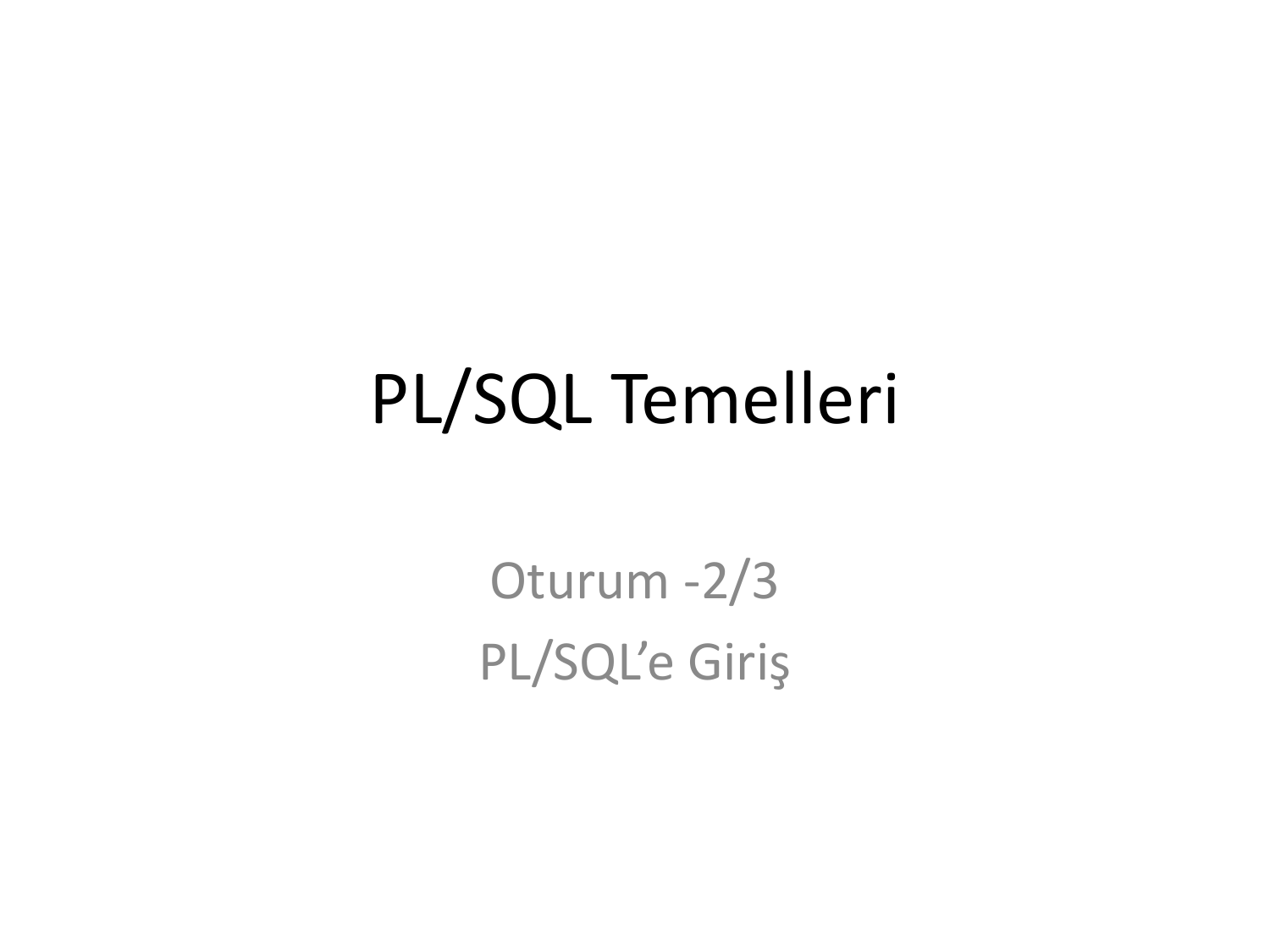# PL/SQL Temelleri

Oturum -2/3

PL/SQL'e Giriş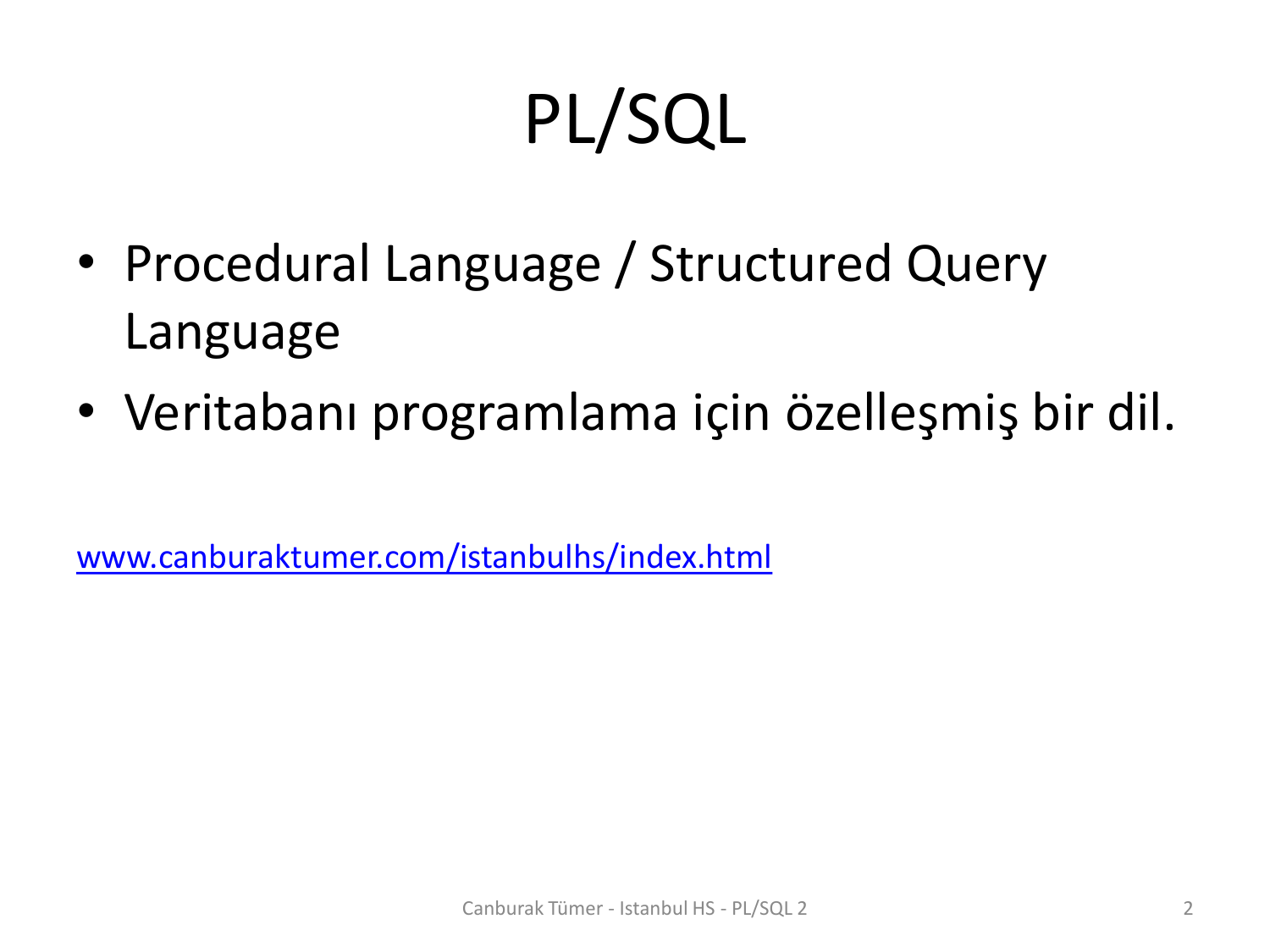# PL/SQL

- Procedural Language / Structured Query Language
- Veritabanı programlama için özelleşmiş bir dil.

[www.canburaktumer.com/istanbulhs/index.html](www.canburaktumer.com/istanbulhs/index.html)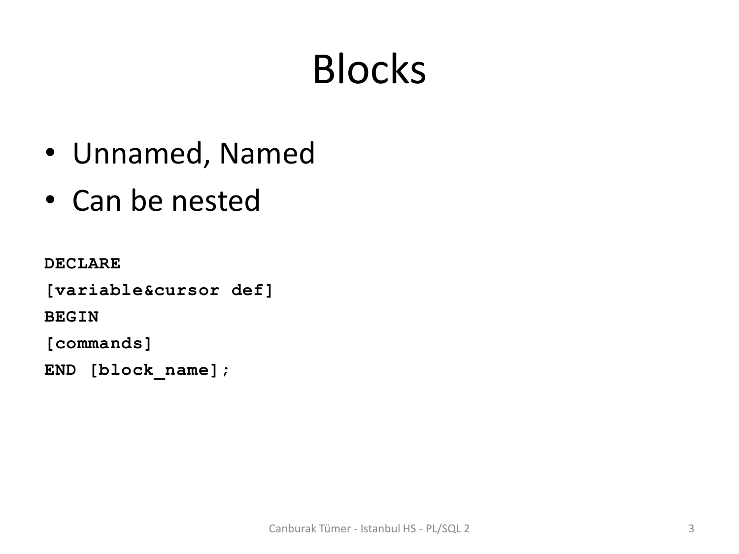# Blocks

- Unnamed, Named
- Can be nested

```
DECLARE
[variable&cursor def]
BEGIN
[commands]
END [block_name];
```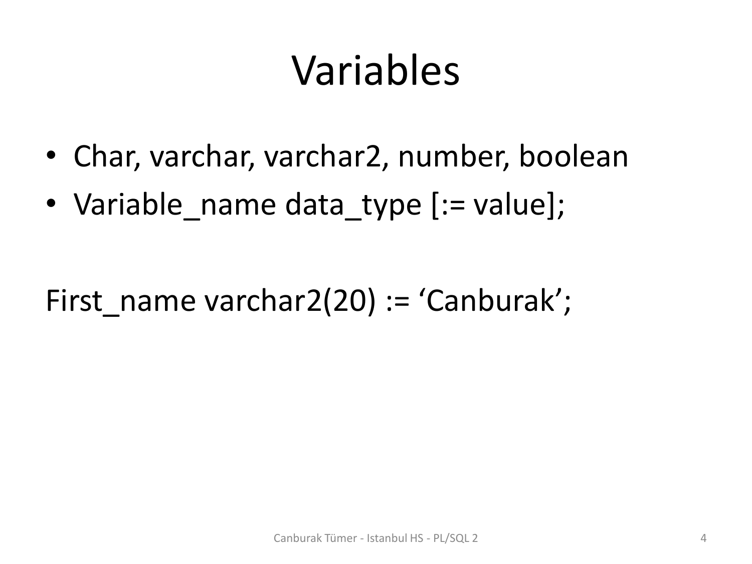# Variables

- Char, varchar, varchar2, number, boolean
- Variable_name data_type [:= value];

First_name varchar2(20) := ‘Canburak’;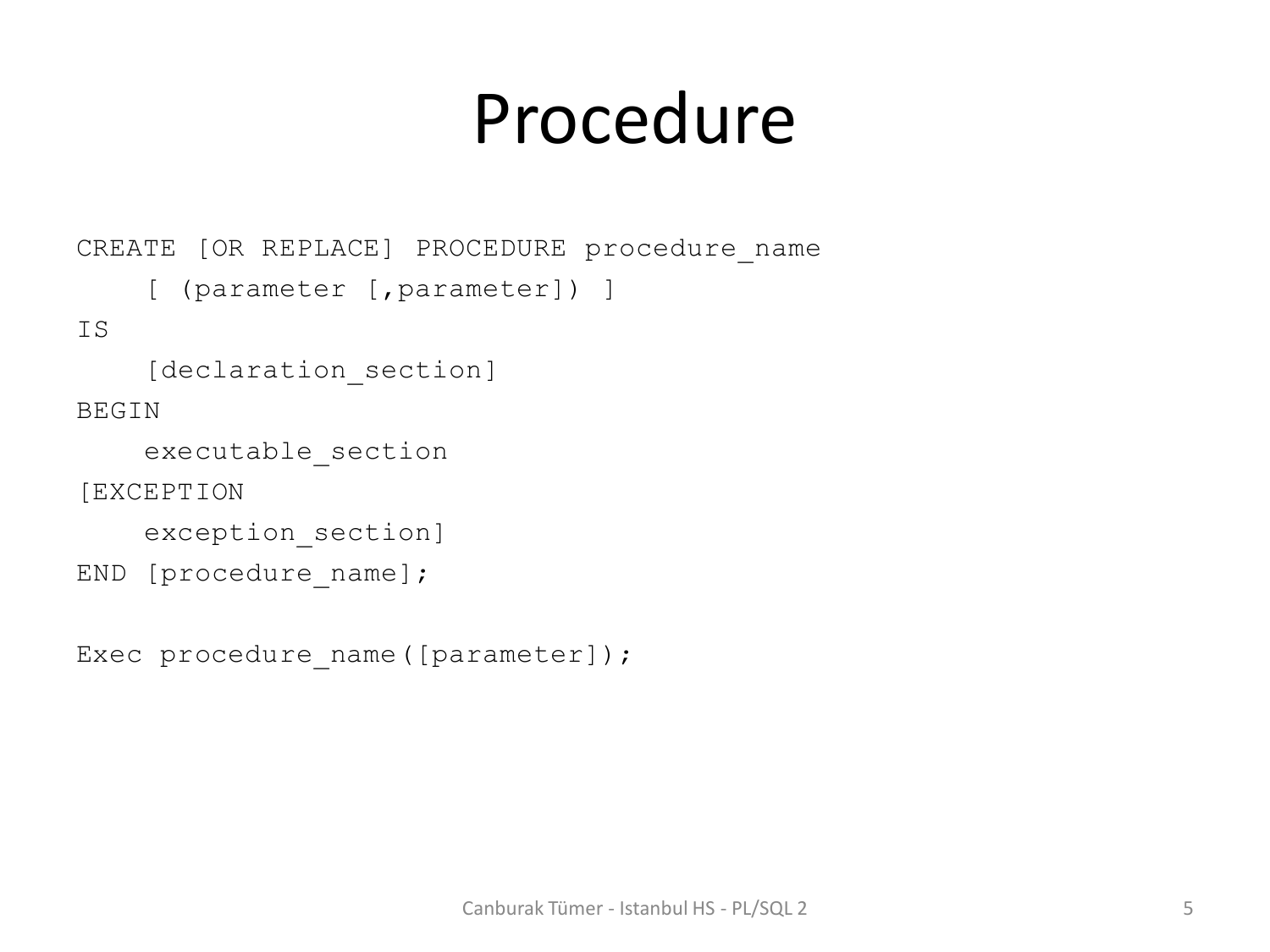# Procedure

```
CREATE [OR REPLACE] PROCEDURE procedure_name
    [ (parameter [,parameter]) ]
IS
    [declaration_section]
BEGIN
    executable_section
[EXCEPTION
    exception_section]
END [procedure_name];

Exec procedure_name([parameter]);
```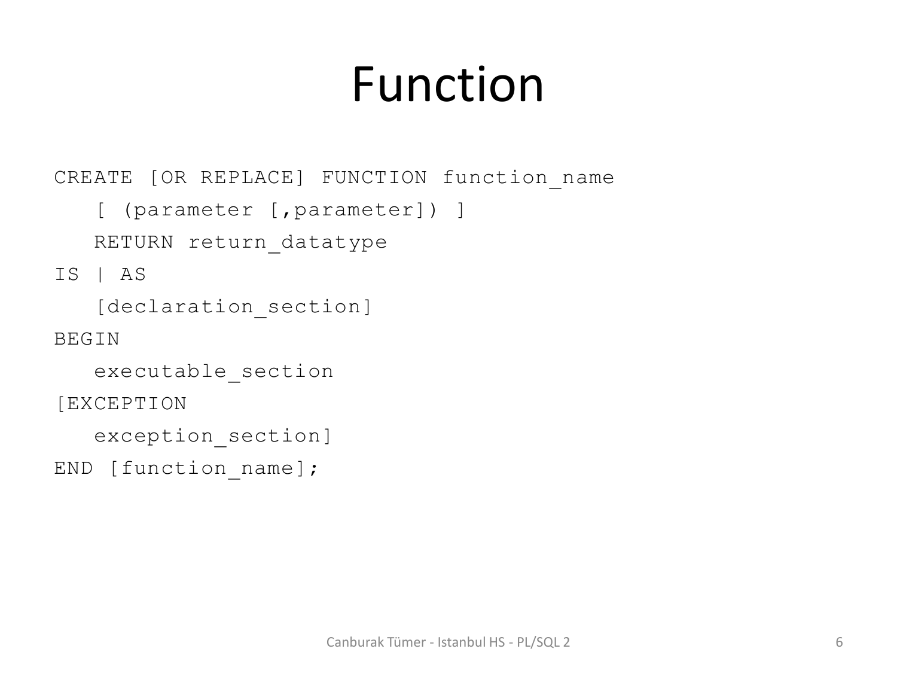# Function

```
CREATE [OR REPLACE] FUNCTION function_name
   [ (parameter [,parameter]) ]
   RETURN return_datatype
IS | AS
   [declaration_section]
BEGIN
   executable_section
[EXCEPTION
   exception_section]
END [function_name];
```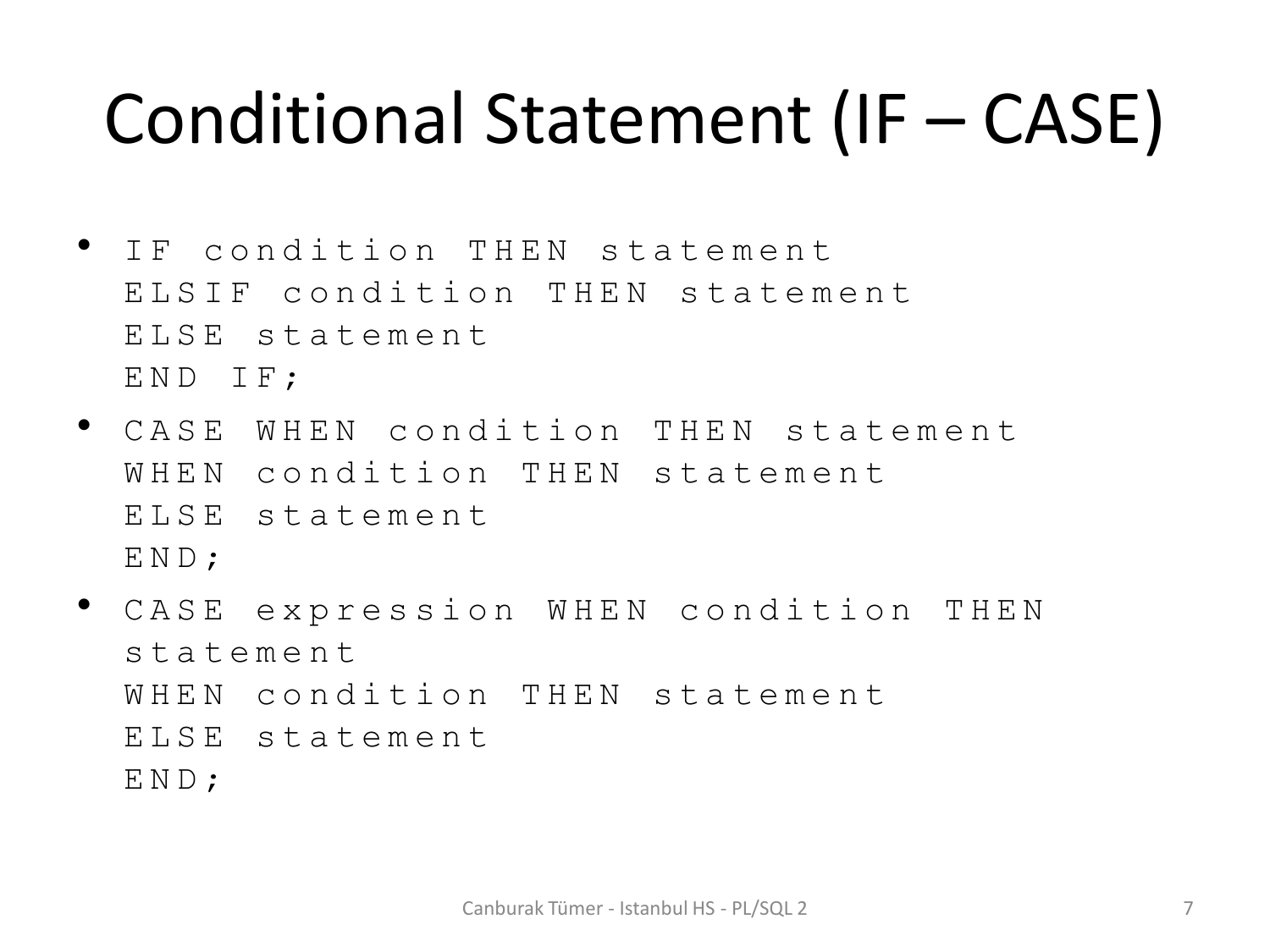# Conditional Statement (IF – CASE)

- ```
  IF condition THEN statement
  ELSIF condition THEN statement
  ELSE statement
  END IF;
  ```
- ```
  CASE WHEN condition THEN statement
  WHEN condition THEN statement
  ELSE statement
  END;
  ```
- ```
  CASE expression WHEN condition THEN
  statement
  WHEN condition THEN statement
  ELSE statement
  END;
  ```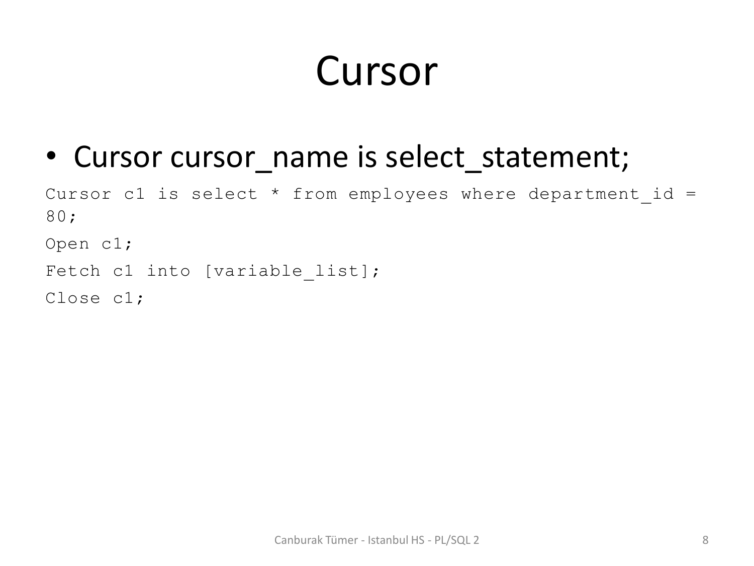# Cursor

- Cursor cursor_name is select_statement;

```
Cursor c1 is select * from employees where department_id = 80;
Open c1;
Fetch c1 into [variable_list];
Close c1;
```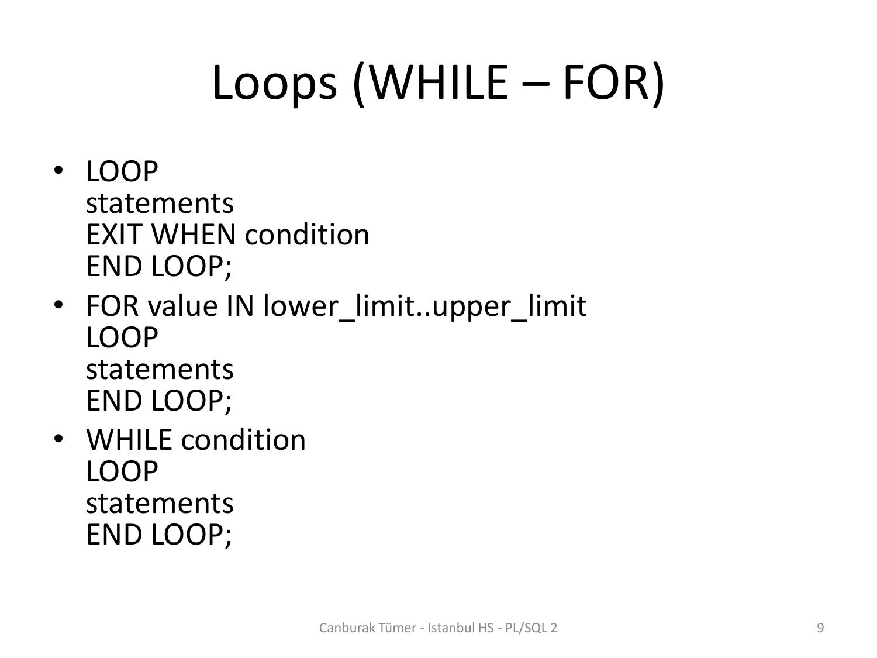# Loops (WHILE – FOR)

- LOOP
  statements
  EXIT WHEN condition
  END LOOP;
- FOR value IN lower_limit..upper_limit
  LOOP
  statements
  END LOOP;
- WHILE condition
  LOOP
  statements
  END LOOP;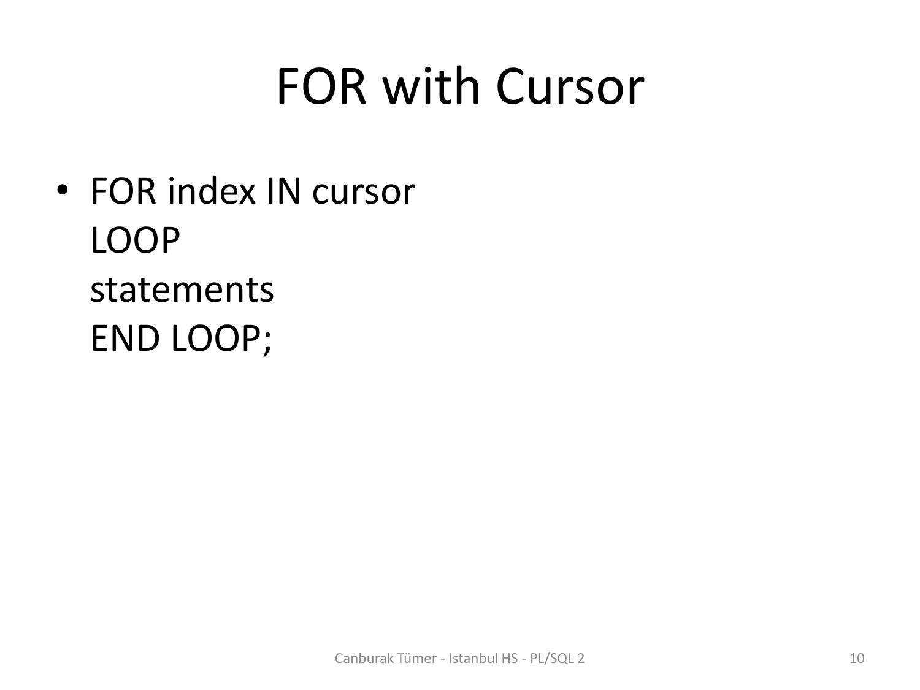# FOR with Cursor

- FOR index IN cursor
  LOOP
  statements
  END LOOP;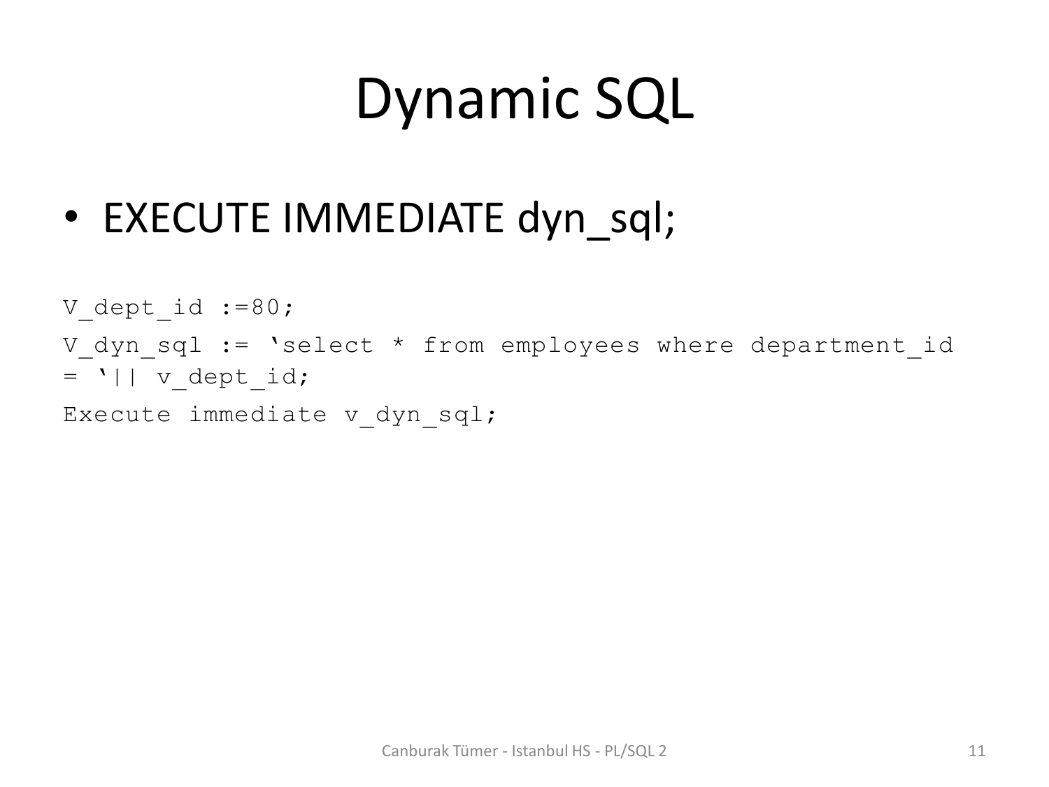# Dynamic SQL

- EXECUTE IMMEDIATE dyn_sql;

```
V_dept_id :=80;
V_dyn_sql := 'select * from employees where department_id
= '|| v_dept_id;
Execute immediate v_dyn_sql;
```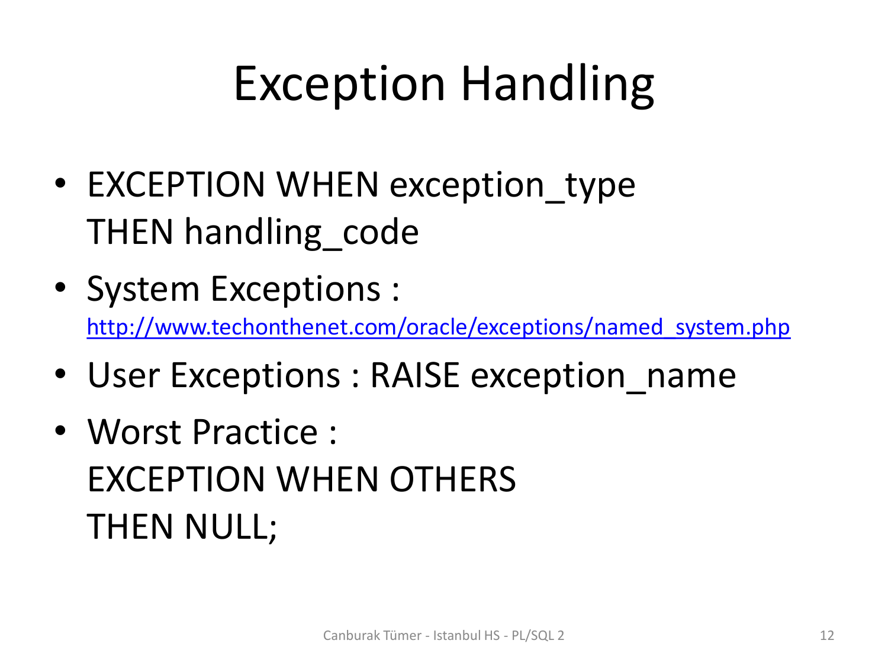# Exception Handling

- EXCEPTION WHEN exception_type
  THEN handling_code
- System Exceptions :
  [http://www.techonthenet.com/oracle/exceptions/named_system.php](http://www.techonthenet.com/oracle/exceptions/named_system.php)
- User Exceptions : RAISE exception_name
- Worst Practice :
  EXCEPTION WHEN OTHERS
  THEN NULL;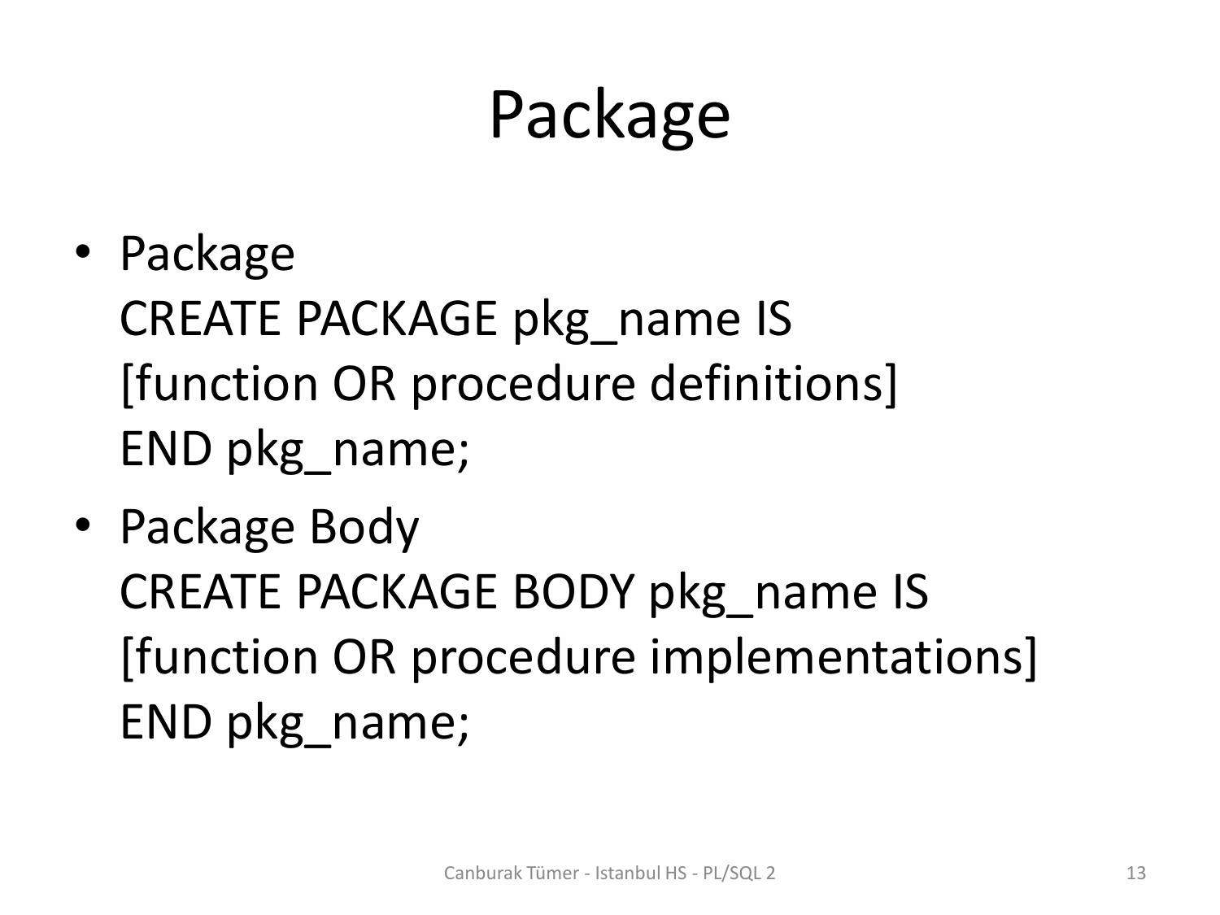# Package

- Package
  CREATE PACKAGE pkg_name IS
  [function OR procedure definitions]
  END pkg_name;
- Package Body
  CREATE PACKAGE BODY pkg_name IS
  [function OR procedure implementations]
  END pkg_name;